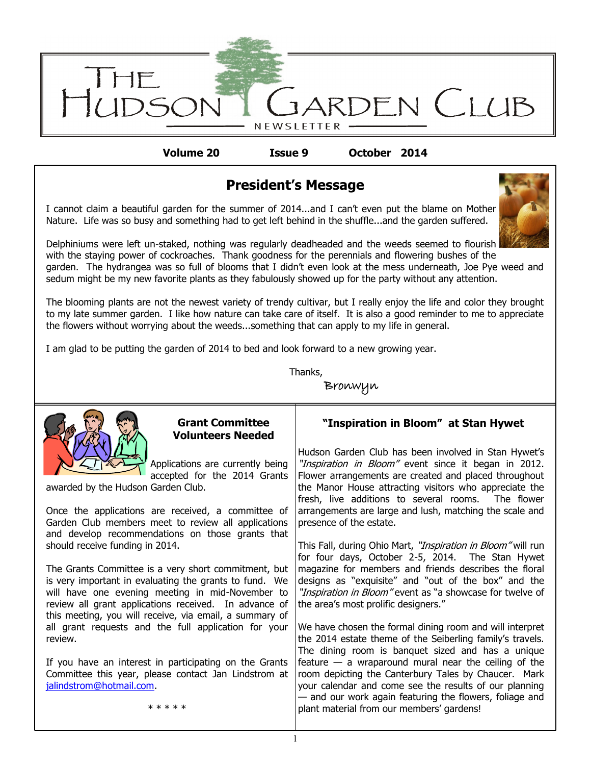# The Hudson Garden Club

NEWSLETTER

**Volume 20  Issue 9  October 2014**

## President's Message

I cannot claim a beautiful garden for the summer of 2014...and I can't even put the blame on Mother Nature. Life was so busy and something had to get left behind in the shuffle...and the garden suffered.

Delphiniums were left un-staked, nothing was regularly deadheaded and the weeds seemed to flourish with the staying power of cockroaches. Thank goodness for the perennials and flowering bushes of the garden. The hydrangea was so full of blooms that I didn't even look at the mess underneath, Joe Pye weed and sedum might be my new favorite plants as they fabulously showed up for the party without any attention.

The blooming plants are not the newest variety of trendy cultivar, but I really enjoy the life and color they brought to my late summer garden. I like how nature can take care of itself. It is also a good reminder to me to appreciate the flowers without worrying about the weeds...something that can apply to my life in general.

I am glad to be putting the garden of 2014 to bed and look forward to a new growing year.

Thanks,

Bronwyn

## Grant Committee Volunteers Needed

Applications are currently being accepted for the 2014 Grants awarded by the Hudson Garden Club.

Once the applications are received, a committee of Garden Club members meet to review all applications and develop recommendations on those grants that should receive funding in 2014.

The Grants Committee is a very short commitment, but is very important in evaluating the grants to fund. We will have one evening meeting in mid-November to review all grant applications received. In advance of this meeting, you will receive, via email, a summary of all grant requests and the full application for your review.

If you have an interest in participating on the Grants Committee this year, please contact Jan Lindstrom at jalindstrom@hotmail.com.

* * * * *

## "Inspiration in Bloom" at Stan Hywet

Hudson Garden Club has been involved in Stan Hywet's *"Inspiration in Bloom"* event since it began in 2012. Flower arrangements are created and placed throughout the Manor House attracting visitors who appreciate the fresh, live additions to several rooms. The flower arrangements are large and lush, matching the scale and presence of the estate.

This Fall, during Ohio Mart, *"Inspiration in Bloom"* will run for four days, October 2-5, 2014. The Stan Hywet magazine for members and friends describes the floral designs as "exquisite" and "out of the box" and the *"Inspiration in Bloom"* event as "a showcase for twelve of the area's most prolific designers."

We have chosen the formal dining room and will interpret the 2014 estate theme of the Seiberling family's travels. The dining room is banquet sized and has a unique feature — a wraparound mural near the ceiling of the room depicting the Canterbury Tales by Chaucer. Mark your calendar and come see the results of our planning — and our work again featuring the flowers, foliage and plant material from our members' gardens!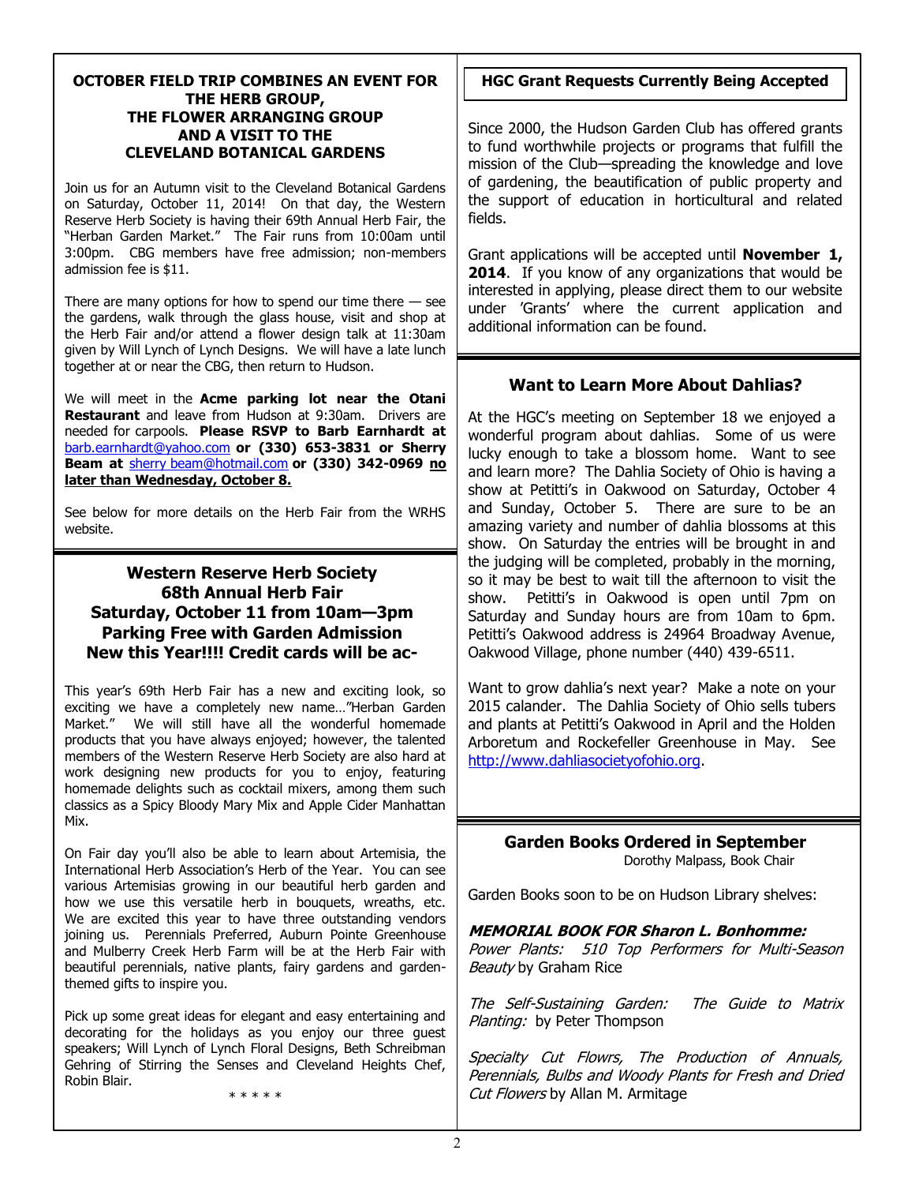## OCTOBER FIELD TRIP COMBINES AN EVENT FOR THE HERB GROUP, THE FLOWER ARRANGING GROUP AND A VISIT TO THE CLEVELAND BOTANICAL GARDENS

Join us for an Autumn visit to the Cleveland Botanical Gardens on Saturday, October 11, 2014! On that day, the Western Reserve Herb Society is having their 69th Annual Herb Fair, the "Herban Garden Market." The Fair runs from 10:00am until 3:00pm. CBG members have free admission; non-members admission fee is $11.

There are many options for how to spend our time there — see the gardens, walk through the glass house, visit and shop at the Herb Fair and/or attend a flower design talk at 11:30am given by Will Lynch of Lynch Designs. We will have a late lunch together at or near the CBG, then return to Hudson.

We will meet in the **Acme parking lot near the Otani Restaurant** and leave from Hudson at 9:30am. Drivers are needed for carpools. **Please RSVP to Barb Earnhardt at** barb.earnhardt@yahoo.com **or (330) 653-3831 or Sherry Beam at** sherry beam@hotmail.com **or (330) 342-0969 <u>no later than Wednesday, October 8.</u>**

See below for more details on the Herb Fair from the WRHS website.

## Western Reserve Herb Society 68th Annual Herb Fair Saturday, October 11 from 10am—3pm Parking Free with Garden Admission New this Year!!!! Credit cards will be ac-

This year's 69th Herb Fair has a new and exciting look, so exciting we have a completely new name…"Herban Garden Market." We will still have all the wonderful homemade products that you have always enjoyed; however, the talented members of the Western Reserve Herb Society are also hard at work designing new products for you to enjoy, featuring homemade delights such as cocktail mixers, among them such classics as a Spicy Bloody Mary Mix and Apple Cider Manhattan Mix.

On Fair day you'll also be able to learn about Artemisia, the International Herb Association's Herb of the Year. You can see various Artemisias growing in our beautiful herb garden and how we use this versatile herb in bouquets, wreaths, etc. We are excited this year to have three outstanding vendors joining us. Perennials Preferred, Auburn Pointe Greenhouse and Mulberry Creek Herb Farm will be at the Herb Fair with beautiful perennials, native plants, fairy gardens and garden-themed gifts to inspire you.

Pick up some great ideas for elegant and easy entertaining and decorating for the holidays as you enjoy our three guest speakers; Will Lynch of Lynch Floral Designs, Beth Schreibman Gehring of Stirring the Senses and Cleveland Heights Chef, Robin Blair.

\* \* \* \* \*

## HGC Grant Requests Currently Being Accepted

Since 2000, the Hudson Garden Club has offered grants to fund worthwhile projects or programs that fulfill the mission of the Club—spreading the knowledge and love of gardening, the beautification of public property and the support of education in horticultural and related fields.

Grant applications will be accepted until **November 1, 2014**. If you know of any organizations that would be interested in applying, please direct them to our website under 'Grants' where the current application and additional information can be found.

## Want to Learn More About Dahlias?

At the HGC's meeting on September 18 we enjoyed a wonderful program about dahlias. Some of us were lucky enough to take a blossom home. Want to see and learn more? The Dahlia Society of Ohio is having a show at Petitti's in Oakwood on Saturday, October 4 and Sunday, October 5. There are sure to be an amazing variety and number of dahlia blossoms at this show. On Saturday the entries will be brought in and the judging will be completed, probably in the morning, so it may be best to wait till the afternoon to visit the show. Petitti's in Oakwood is open until 7pm on Saturday and Sunday hours are from 10am to 6pm. Petitti's Oakwood address is 24964 Broadway Avenue, Oakwood Village, phone number (440) 439-6511.

Want to grow dahlia's next year? Make a note on your 2015 calander. The Dahlia Society of Ohio sells tubers and plants at Petitti's Oakwood in April and the Holden Arboretum and Rockefeller Greenhouse in May. See http://www.dahliasocietyofohio.org.

## Garden Books Ordered in September

Dorothy Malpass, Book Chair

Garden Books soon to be on Hudson Library shelves:

***MEMORIAL BOOK FOR Sharon L. Bonhomme:***
*Power Plants: 510 Top Performers for Multi-Season Beauty* by Graham Rice

*The Self-Sustaining Garden: The Guide to Matrix Planting:* by Peter Thompson

*Specialty Cut Flowers, The Production of Annuals, Perennials, Bulbs and Woody Plants for Fresh and Dried Cut Flowers* by Allan M. Armitage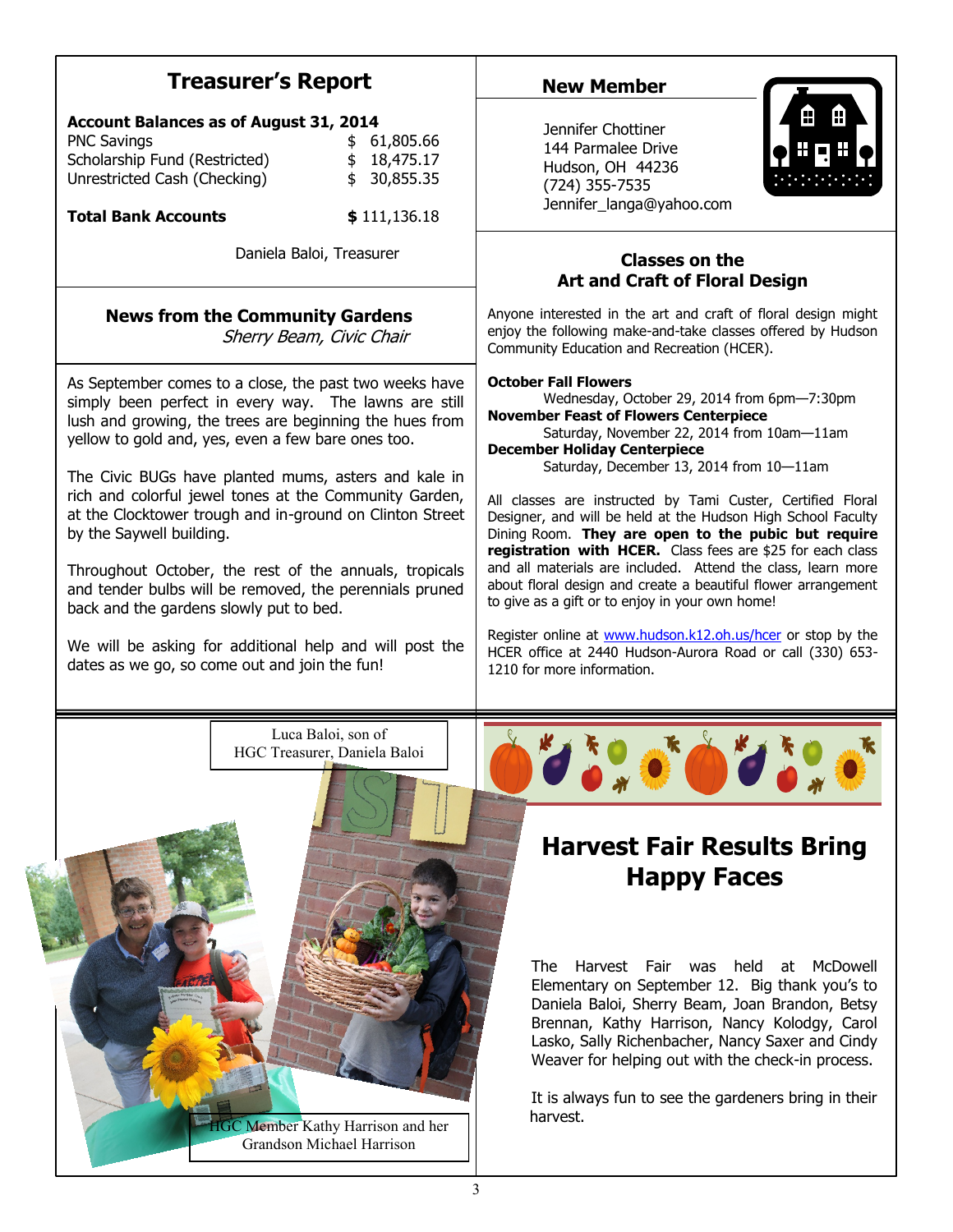## Treasurer's Report

**Account Balances as of August 31, 2014**

| | |
|---|---|
| PNC Savings | $ 61,805.66 |
| Scholarship Fund (Restricted) | $ 18,475.17 |
| Unrestricted Cash (Checking) | $ 30,855.35 |
| **Total Bank Accounts** | **$** 111,136.18 |

Daniela Baloi, Treasurer

### News from the Community Gardens

*Sherry Beam, Civic Chair*

As September comes to a close, the past two weeks have simply been perfect in every way. The lawns are still lush and growing, the trees are beginning the hues from yellow to gold and, yes, even a few bare ones too.

The Civic BUGs have planted mums, asters and kale in rich and colorful jewel tones at the Community Garden, at the Clocktower trough and in-ground on Clinton Street by the Saywell building.

Throughout October, the rest of the annuals, tropicals and tender bulbs will be removed, the perennials pruned back and the gardens slowly put to bed.

We will be asking for additional help and will post the dates as we go, so come out and join the fun!

## New Member

Jennifer Chottiner
144 Parmalee Drive
Hudson, OH 44236
(724) 355-7535
Jennifer_langa@yahoo.com

### Classes on the Art and Craft of Floral Design

Anyone interested in the art and craft of floral design might enjoy the following make-and-take classes offered by Hudson Community Education and Recreation (HCER).

**October Fall Flowers**
Wednesday, October 29, 2014 from 6pm—7:30pm
**November Feast of Flowers Centerpiece**
Saturday, November 22, 2014 from 10am—11am
**December Holiday Centerpiece**
Saturday, December 13, 2014 from 10—11am

All classes are instructed by Tami Custer, Certified Floral Designer, and will be held at the Hudson High School Faculty Dining Room. **They are open to the pubic but require registration with HCER.** Class fees are $25 for each class and all materials are included. Attend the class, learn more about floral design and create a beautiful flower arrangement to give as a gift or to enjoy in your own home!

Register online at www.hudson.k12.oh.us/hcer or stop by the HCER office at 2440 Hudson-Aurora Road or call (330) 653-1210 for more information.

Luca Baloi, son of HGC Treasurer, Daniela Baloi

HGC Member Kathy Harrison and her Grandson Michael Harrison

## Harvest Fair Results Bring Happy Faces

The Harvest Fair was held at McDowell Elementary on September 12. Big thank you's to Daniela Baloi, Sherry Beam, Joan Brandon, Betsy Brennan, Kathy Harrison, Nancy Kolodgy, Carol Lasko, Sally Richenbacher, Nancy Saxer and Cindy Weaver for helping out with the check-in process.

It is always fun to see the gardeners bring in their harvest.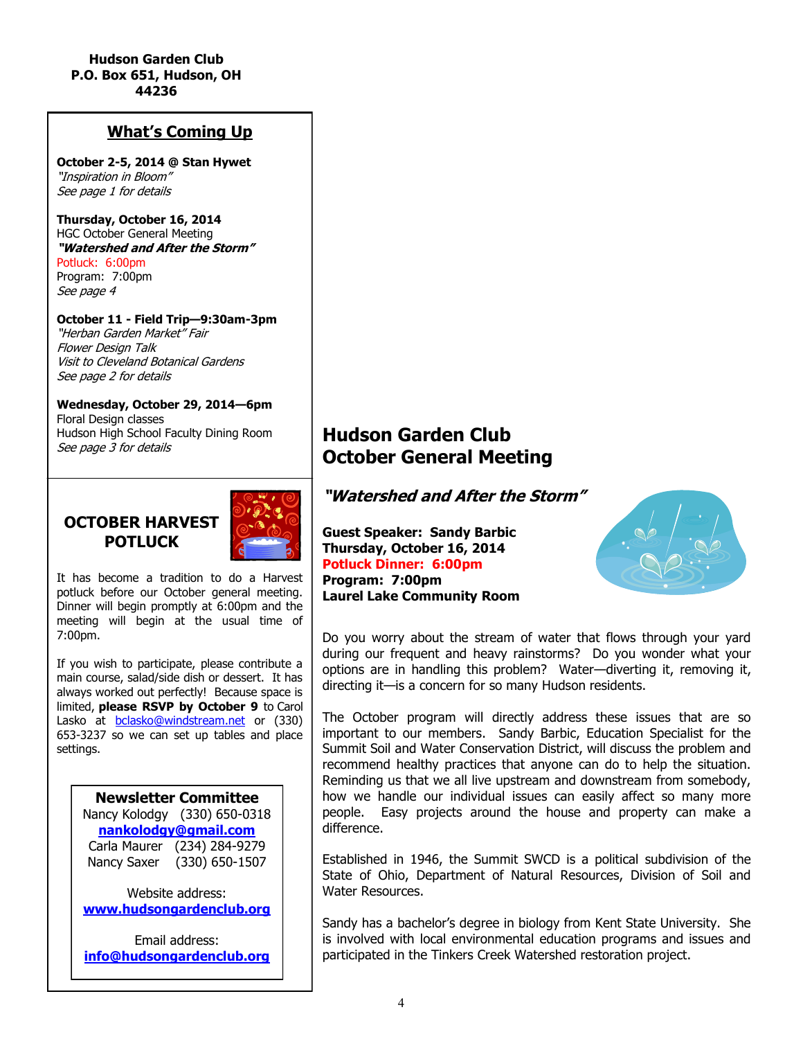**Hudson Garden Club**
**P.O. Box 651, Hudson, OH 44236**

## What's Coming Up

**October 2-5, 2014 @ Stan Hywet**
*"Inspiration in Bloom"*
*See page 1 for details*

**Thursday, October 16, 2014**
HGC October General Meeting
***"Watershed and After the Storm"***
Potluck: 6:00pm
Program: 7:00pm
*See page 4*

**October 11 - Field Trip—9:30am-3pm**
*"Herban Garden Market" Fair*
*Flower Design Talk*
*Visit to Cleveland Botanical Gardens*
*See page 2 for details*

**Wednesday, October 29, 2014—6pm**
Floral Design classes
Hudson High School Faculty Dining Room
*See page 3 for details*

## OCTOBER HARVEST POTLUCK

It has become a tradition to do a Harvest potluck before our October general meeting. Dinner will begin promptly at 6:00pm and the meeting will begin at the usual time of 7:00pm.

If you wish to participate, please contribute a main course, salad/side dish or dessert. It has always worked out perfectly! Because space is limited, **please RSVP by October 9** to Carol Lasko at bclasko@windstream.net or (330) 653-3237 so we can set up tables and place settings.

### Newsletter Committee

Nancy Kolodgy (330) 650-0318
**nankolodgy@gmail.com**
Carla Maurer (234) 284-9279
Nancy Saxer (330) 650-1507

Website address:
**www.hudsongardenclub.org**

Email address:
**info@hudsongardenclub.org**

# Hudson Garden Club October General Meeting

## *"Watershed and After the Storm"*

**Guest Speaker: Sandy Barbic**
**Thursday, October 16, 2014**
**Potluck Dinner: 6:00pm**
**Program: 7:00pm**
**Laurel Lake Community Room**

Do you worry about the stream of water that flows through your yard during our frequent and heavy rainstorms? Do you wonder what your options are in handling this problem? Water—diverting it, removing it, directing it—is a concern for so many Hudson residents.

The October program will directly address these issues that are so important to our members. Sandy Barbic, Education Specialist for the Summit Soil and Water Conservation District, will discuss the problem and recommend healthy practices that anyone can do to help the situation. Reminding us that we all live upstream and downstream from somebody, how we handle our individual issues can easily affect so many more people. Easy projects around the house and property can make a difference.

Established in 1946, the Summit SWCD is a political subdivision of the State of Ohio, Department of Natural Resources, Division of Soil and Water Resources.

Sandy has a bachelor's degree in biology from Kent State University. She is involved with local environmental education programs and issues and participated in the Tinkers Creek Watershed restoration project.